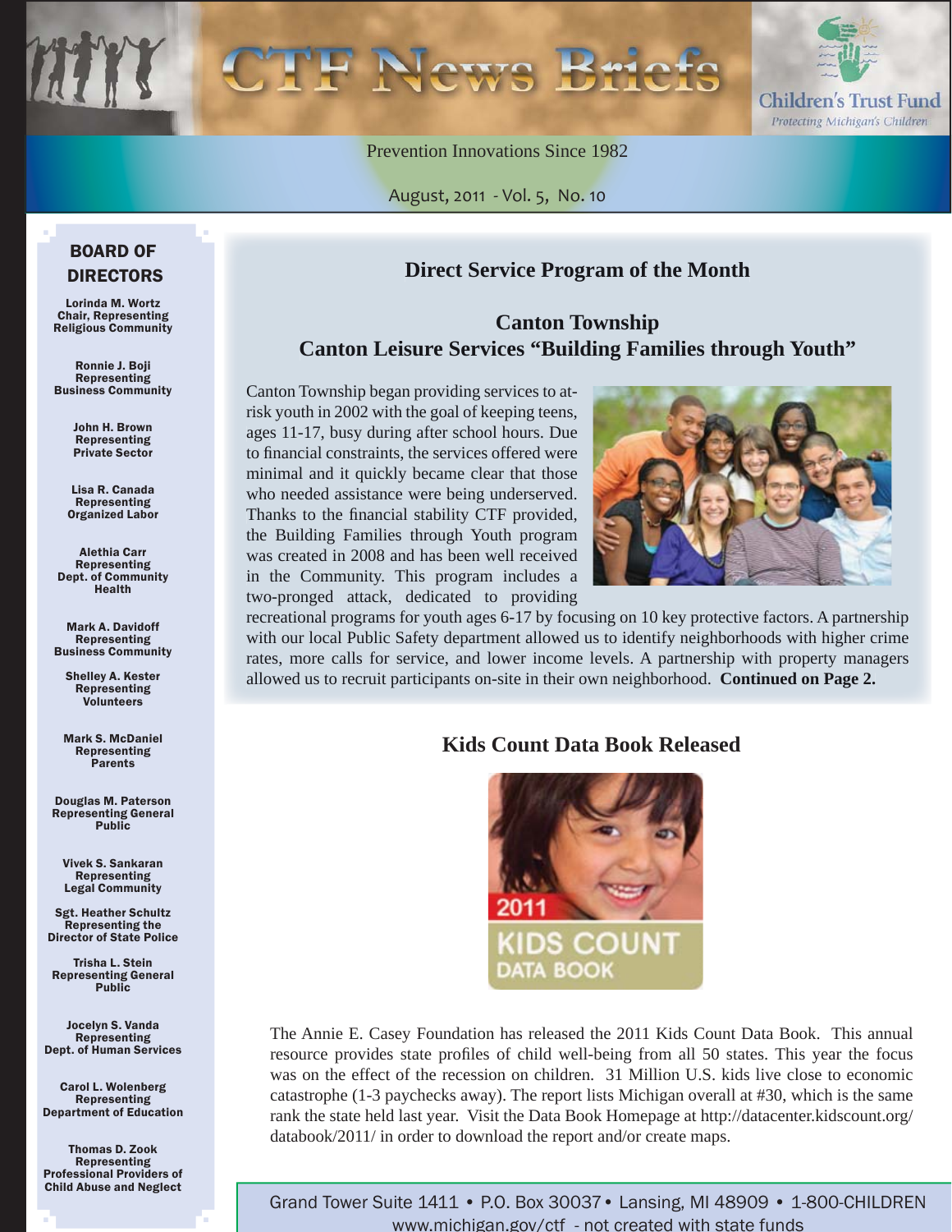# CTF News Briefs

Children's Trust Fund
*Protecting Michigan's Children*

Prevention Innovations Since 1982

August, 2011 - Vol. 5, No. 10

## Direct Service Program of the Month

### Canton Township
### Canton Leisure Services "Building Families through Youth"

Canton Township began providing services to at-risk youth in 2002 with the goal of keeping teens, ages 11-17, busy during after school hours. Due to financial constraints, the services offered were minimal and it quickly became clear that those who needed assistance were being underserved. Thanks to the financial stability CTF provided, the Building Families through Youth program was created in 2008 and has been well received in the Community. This program includes a two-pronged attack, dedicated to providing recreational programs for youth ages 6-17 by focusing on 10 key protective factors. A partnership with our local Public Safety department allowed us to identify neighborhoods with higher crime rates, more calls for service, and lower income levels. A partnership with property managers allowed us to recruit participants on-site in their own neighborhood. **Continued on Page 2.**

## Kids Count Data Book Released

2011 KIDS COUNT DATA BOOK

The Annie E. Casey Foundation has released the 2011 Kids Count Data Book. This annual resource provides state profiles of child well-being from all 50 states. This year the focus was on the effect of the recession on children. 31 Million U.S. kids live close to economic catastrophe (1-3 paychecks away). The report lists Michigan overall at #30, which is the same rank the state held last year. Visit the Data Book Homepage at http://datacenter.kidscount.org/databook/2011/ in order to download the report and/or create maps.

## BOARD OF DIRECTORS

**Lorinda M. Wortz**
Chair, Representing Religious Community

**Ronnie J. Boji**
Representing Business Community

**John H. Brown**
Representing Private Sector

**Lisa R. Canada**
Representing Organized Labor

**Alethia Carr**
Representing Dept. of Community Health

**Mark A. Davidoff**
Representing Business Community

**Shelley A. Kester**
Representing Volunteers

**Mark S. McDaniel**
Representing Parents

**Douglas M. Paterson**
Representing General Public

**Vivek S. Sankaran**
Representing Legal Community

**Sgt. Heather Schultz**
Representing the Director of State Police

**Trisha L. Stein**
Representing General Public

**Jocelyn S. Vanda**
Representing Dept. of Human Services

**Carol L. Wolenberg**
Representing Department of Education

**Thomas D. Zook**
Representing Professional Providers of Child Abuse and Neglect

Grand Tower Suite 1411 • P.O. Box 30037 • Lansing, MI 48909 • 1-800-CHILDREN
www.michigan.gov/ctf - not created with state funds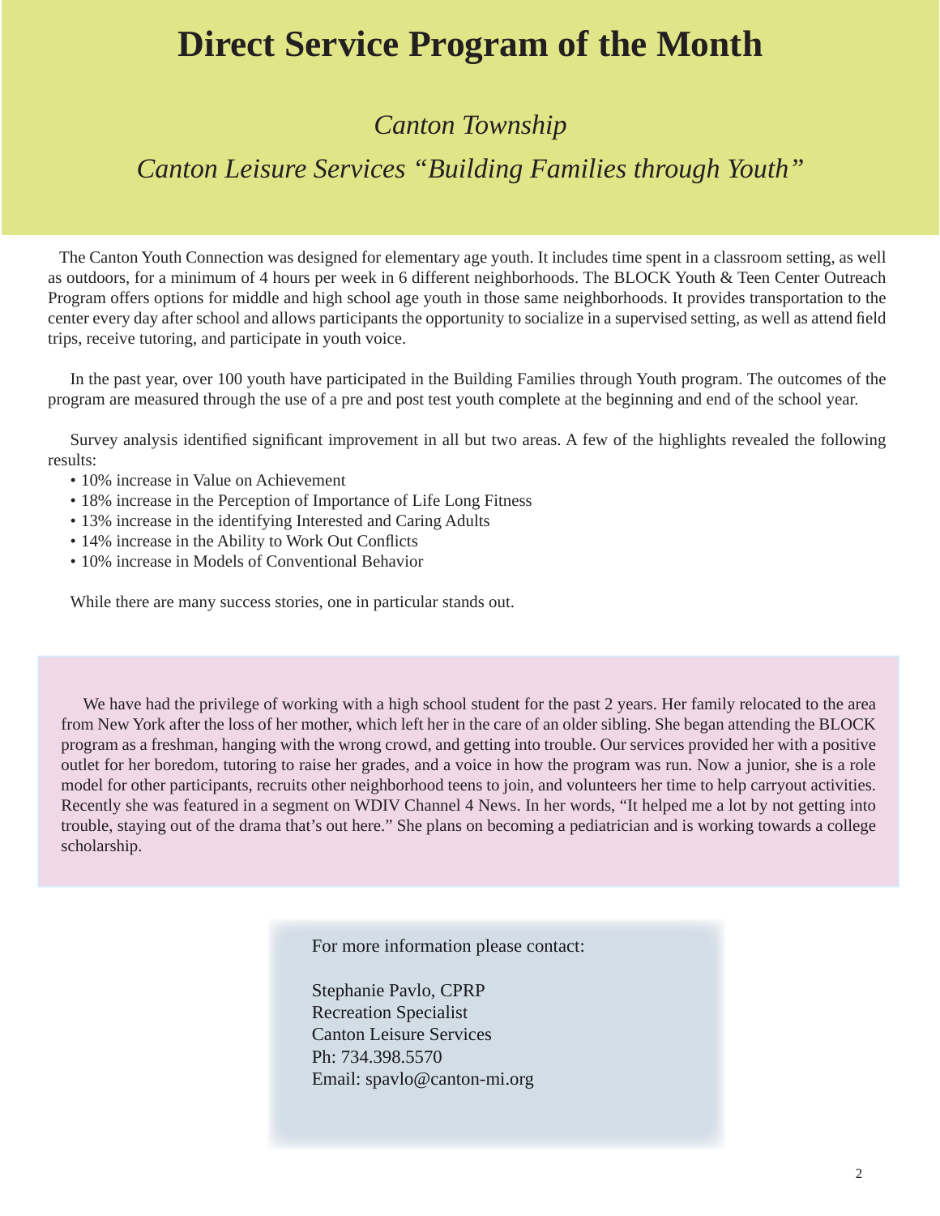# Direct Service Program of the Month

*Canton Township*

*Canton Leisure Services "Building Families through Youth"*

The Canton Youth Connection was designed for elementary age youth. It includes time spent in a classroom setting, as well as outdoors, for a minimum of 4 hours per week in 6 different neighborhoods. The BLOCK Youth & Teen Center Outreach Program offers options for middle and high school age youth in those same neighborhoods. It provides transportation to the center every day after school and allows participants the opportunity to socialize in a supervised setting, as well as attend field trips, receive tutoring, and participate in youth voice.

In the past year, over 100 youth have participated in the Building Families through Youth program. The outcomes of the program are measured through the use of a pre and post test youth complete at the beginning and end of the school year.

Survey analysis identified significant improvement in all but two areas. A few of the highlights revealed the following results:

- 10% increase in Value on Achievement
- 18% increase in the Perception of Importance of Life Long Fitness
- 13% increase in the identifying Interested and Caring Adults
- 14% increase in the Ability to Work Out Conflicts
- 10% increase in Models of Conventional Behavior

While there are many success stories, one in particular stands out.

We have had the privilege of working with a high school student for the past 2 years. Her family relocated to the area from New York after the loss of her mother, which left her in the care of an older sibling. She began attending the BLOCK program as a freshman, hanging with the wrong crowd, and getting into trouble. Our services provided her with a positive outlet for her boredom, tutoring to raise her grades, and a voice in how the program was run. Now a junior, she is a role model for other participants, recruits other neighborhood teens to join, and volunteers her time to help carryout activities. Recently she was featured in a segment on WDIV Channel 4 News. In her words, "It helped me a lot by not getting into trouble, staying out of the drama that's out here." She plans on becoming a pediatrician and is working towards a college scholarship.

For more information please contact:

Stephanie Pavlo, CPRP
Recreation Specialist
Canton Leisure Services
Ph: 734.398.5570
Email: spavlo@canton-mi.org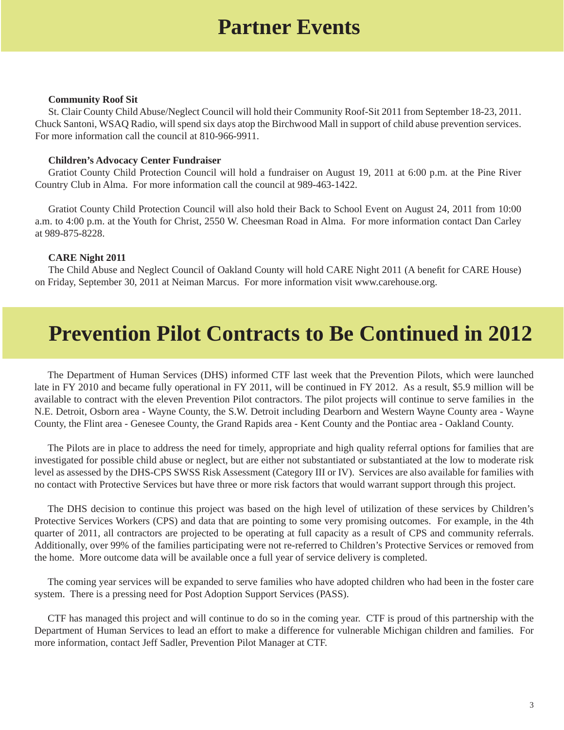# Partner Events

### Community Roof Sit

St. Clair County Child Abuse/Neglect Council will hold their Community Roof-Sit 2011 from September 18-23, 2011. Chuck Santoni, WSAQ Radio, will spend six days atop the Birchwood Mall in support of child abuse prevention services. For more information call the council at 810-966-9911.

### Children's Advocacy Center Fundraiser

Gratiot County Child Protection Council will hold a fundraiser on August 19, 2011 at 6:00 p.m. at the Pine River Country Club in Alma. For more information call the council at 989-463-1422.

Gratiot County Child Protection Council will also hold their Back to School Event on August 24, 2011 from 10:00 a.m. to 4:00 p.m. at the Youth for Christ, 2550 W. Cheesman Road in Alma. For more information contact Dan Carley at 989-875-8228.

### CARE Night 2011

The Child Abuse and Neglect Council of Oakland County will hold CARE Night 2011 (A benefit for CARE House) on Friday, September 30, 2011 at Neiman Marcus. For more information visit www.carehouse.org.

# Prevention Pilot Contracts to Be Continued in 2012

The Department of Human Services (DHS) informed CTF last week that the Prevention Pilots, which were launched late in FY 2010 and became fully operational in FY 2011, will be continued in FY 2012. As a result, $5.9 million will be available to contract with the eleven Prevention Pilot contractors. The pilot projects will continue to serve families in the N.E. Detroit, Osborn area - Wayne County, the S.W. Detroit including Dearborn and Western Wayne County area - Wayne County, the Flint area - Genesee County, the Grand Rapids area - Kent County and the Pontiac area - Oakland County.

The Pilots are in place to address the need for timely, appropriate and high quality referral options for families that are investigated for possible child abuse or neglect, but are either not substantiated or substantiated at the low to moderate risk level as assessed by the DHS-CPS SWSS Risk Assessment (Category III or IV). Services are also available for families with no contact with Protective Services but have three or more risk factors that would warrant support through this project.

The DHS decision to continue this project was based on the high level of utilization of these services by Children's Protective Services Workers (CPS) and data that are pointing to some very promising outcomes. For example, in the 4th quarter of 2011, all contractors are projected to be operating at full capacity as a result of CPS and community referrals. Additionally, over 99% of the families participating were not re-referred to Children's Protective Services or removed from the home. More outcome data will be available once a full year of service delivery is completed.

The coming year services will be expanded to serve families who have adopted children who had been in the foster care system. There is a pressing need for Post Adoption Support Services (PASS).

CTF has managed this project and will continue to do so in the coming year. CTF is proud of this partnership with the Department of Human Services to lead an effort to make a difference for vulnerable Michigan children and families. For more information, contact Jeff Sadler, Prevention Pilot Manager at CTF.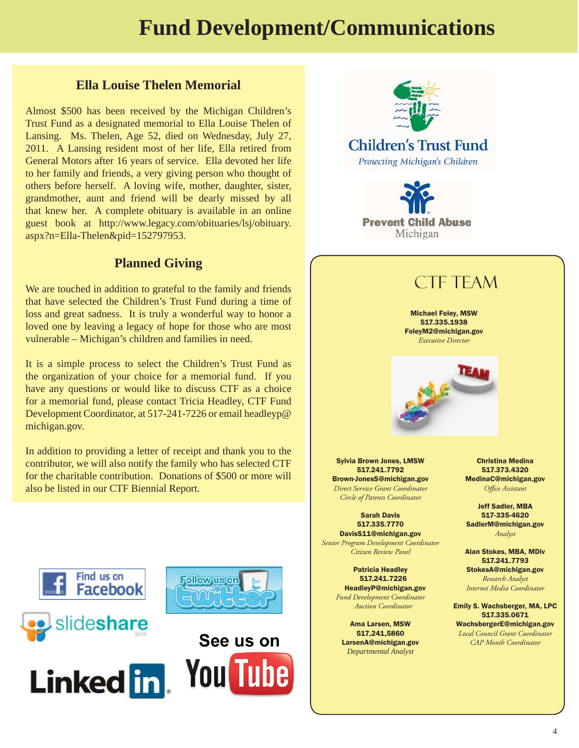# Fund Development/Communications

## Ella Louise Thelen Memorial

Almost $500 has been received by the Michigan Children's Trust Fund as a designated memorial to Ella Louise Thelen of Lansing. Ms. Thelen, Age 52, died on Wednesday, July 27, 2011. A Lansing resident most of her life, Ella retired from General Motors after 16 years of service. Ella devoted her life to her family and friends, a very giving person who thought of others before herself. A loving wife, mother, daughter, sister, grandmother, aunt and friend will be dearly missed by all that knew her. A complete obituary is available in an online guest book at http://www.legacy.com/obituaries/lsj/obituary.aspx?n=Ella-Thelen&pid=152797953.

## Planned Giving

We are touched in addition to grateful to the family and friends that have selected the Children's Trust Fund during a time of loss and great sadness. It is truly a wonderful way to honor a loved one by leaving a legacy of hope for those who are most vulnerable – Michigan's children and families in need.

It is a simple process to select the Children's Trust Fund as the organization of your choice for a memorial fund. If you have any questions or would like to discuss CTF as a choice for a memorial fund, please contact Tricia Headley, CTF Fund Development Coordinator, at 517-241-7226 or email headleyp@michigan.gov.

In addition to providing a letter of receipt and thank you to the contributor, we will also notify the family who has selected CTF for the charitable contribution. Donations of $500 or more will also be listed in our CTF Biennial Report.

Find us on Facebook

Follow us on twitter

slideshare

See us on YouTube

LinkedIn

Children's Trust Fund
*Protecting Michigan's Children*

Prevent Child Abuse Michigan

## CTF TEAM

**Michael Foley, MSW**
**517.335.1938**
**FoleyM2@michigan.gov**
*Executive Director*

**Sylvia Brown Jones, LMSW**
**517.241.7792**
**Brown-JonesS@michigan.gov**
*Direct Service Grant Coordinator*
*Circle of Parents Coordinator*

**Sarah Davis**
**517.335.7770**
**DavisS11@michigan.gov**
*Senior Program Development Coordinator*
*Citizen Review Panel*

**Patricia Headley**
**517.241.7226**
**HeadleyP@michigan.gov**
*Fund Development Coordinator*
*Auction Coordinator*

**Ama Larsen, MSW**
**517,241,5860**
**LarsenA@michigan.gov**
*Departmental Analyst*

**Christina Medina**
**517.373.4320**
**MedinaC@michigan.gov**
*Office Assistant*

**Jeff Sadler, MBA**
**517-335-4620**
**SadlerM@michigan.gov**
*Analyst*

**Alan Stokes, MBA, MDiv**
**517.241.7793**
**StokesA@michigan.gov**
*Research Analyst*
*Internet Media Coordinator*

**Emily S. Wachsberger, MA, LPC**
**517.335.0671**
**WachsbergerE@michigan.gov**
*Local Council Grant Coordinator*
*CAP Month Coordinator*